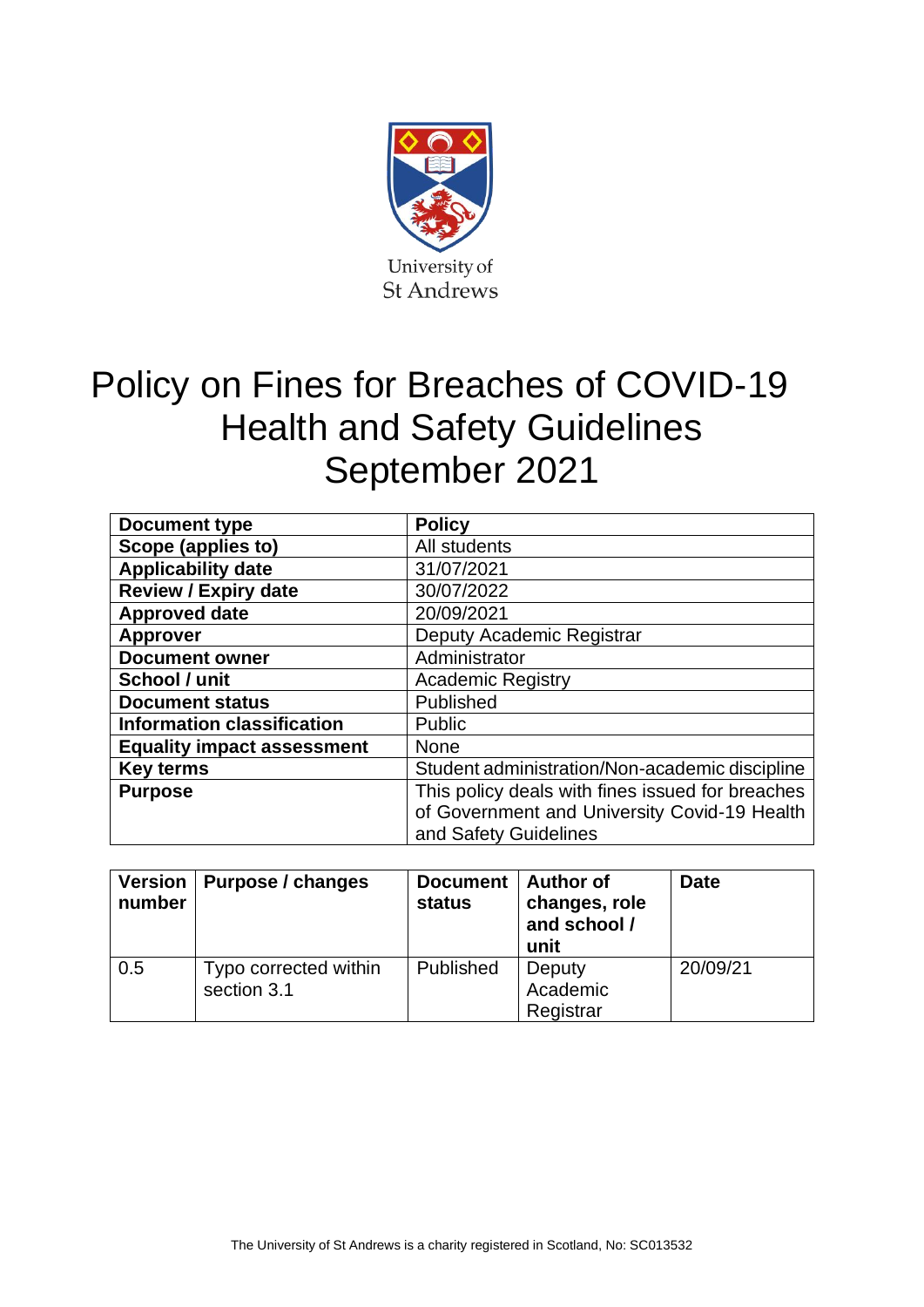University of St Andrews

# Policy on Fines for Breaches of COVID-19 Health and Safety Guidelines September 2021

| Document type | Policy |
| --- | --- |
| Scope (applies to) | All students |
| Applicability date | 31/07/2021 |
| Review / Expiry date | 30/07/2022 |
| Approved date | 20/09/2021 |
| Approver | Deputy Academic Registrar |
| Document owner | Administrator |
| School / unit | Academic Registry |
| Document status | Published |
| Information classification | Public |
| Equality impact assessment | None |
| Key terms | Student administration/Non-academic discipline |
| Purpose | This policy deals with fines issued for breaches of Government and University Covid-19 Health and Safety Guidelines |

| Version number | Purpose / changes | Document status | Author of changes, role and school / unit | Date |
| --- | --- | --- | --- | --- |
| 0.5 | Typo corrected within section 3.1 | Published | Deputy Academic Registrar | 20/09/21 |

The University of St Andrews is a charity registered in Scotland, No: SC013532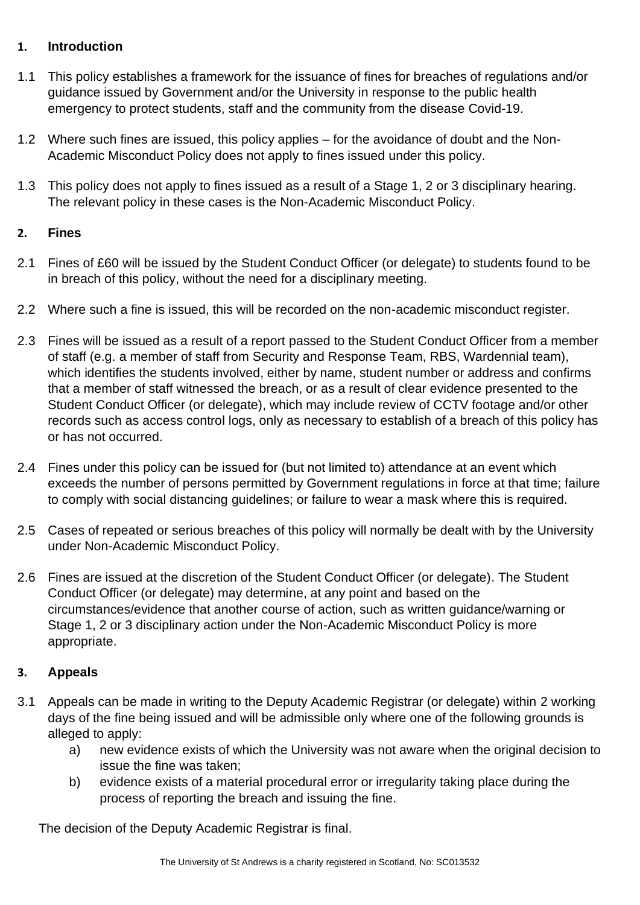## 1. Introduction

1.1 This policy establishes a framework for the issuance of fines for breaches of regulations and/or guidance issued by Government and/or the University in response to the public health emergency to protect students, staff and the community from the disease Covid-19.

1.2 Where such fines are issued, this policy applies – for the avoidance of doubt and the Non-Academic Misconduct Policy does not apply to fines issued under this policy.

1.3 This policy does not apply to fines issued as a result of a Stage 1, 2 or 3 disciplinary hearing. The relevant policy in these cases is the Non-Academic Misconduct Policy.

## 2. Fines

2.1 Fines of £60 will be issued by the Student Conduct Officer (or delegate) to students found to be in breach of this policy, without the need for a disciplinary meeting.

2.2 Where such a fine is issued, this will be recorded on the non-academic misconduct register.

2.3 Fines will be issued as a result of a report passed to the Student Conduct Officer from a member of staff (e.g. a member of staff from Security and Response Team, RBS, Wardennial team), which identifies the students involved, either by name, student number or address and confirms that a member of staff witnessed the breach, or as a result of clear evidence presented to the Student Conduct Officer (or delegate), which may include review of CCTV footage and/or other records such as access control logs, only as necessary to establish of a breach of this policy has or has not occurred.

2.4 Fines under this policy can be issued for (but not limited to) attendance at an event which exceeds the number of persons permitted by Government regulations in force at that time; failure to comply with social distancing guidelines; or failure to wear a mask where this is required.

2.5 Cases of repeated or serious breaches of this policy will normally be dealt with by the University under Non-Academic Misconduct Policy.

2.6 Fines are issued at the discretion of the Student Conduct Officer (or delegate). The Student Conduct Officer (or delegate) may determine, at any point and based on the circumstances/evidence that another course of action, such as written guidance/warning or Stage 1, 2 or 3 disciplinary action under the Non-Academic Misconduct Policy is more appropriate.

## 3. Appeals

3.1 Appeals can be made in writing to the Deputy Academic Registrar (or delegate) within 2 working days of the fine being issued and will be admissible only where one of the following grounds is alleged to apply:

a) new evidence exists of which the University was not aware when the original decision to issue the fine was taken;

b) evidence exists of a material procedural error or irregularity taking place during the process of reporting the breach and issuing the fine.

The decision of the Deputy Academic Registrar is final.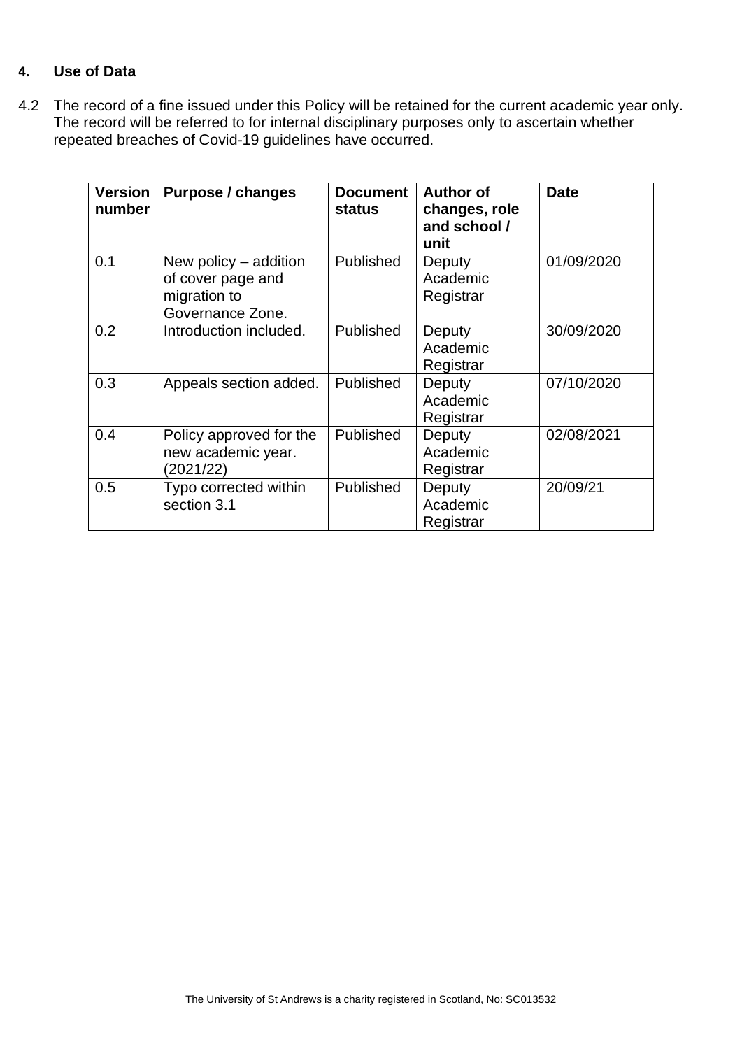## 4. Use of Data

4.2 The record of a fine issued under this Policy will be retained for the current academic year only. The record will be referred to for internal disciplinary purposes only to ascertain whether repeated breaches of Covid-19 guidelines have occurred.

| Version number | Purpose / changes | Document status | Author of changes, role and school / unit | Date |
|---|---|---|---|---|
| 0.1 | New policy – addition of cover page and migration to Governance Zone. | Published | Deputy Academic Registrar | 01/09/2020 |
| 0.2 | Introduction included. | Published | Deputy Academic Registrar | 30/09/2020 |
| 0.3 | Appeals section added. | Published | Deputy Academic Registrar | 07/10/2020 |
| 0.4 | Policy approved for the new academic year. (2021/22) | Published | Deputy Academic Registrar | 02/08/2021 |
| 0.5 | Typo corrected within section 3.1 | Published | Deputy Academic Registrar | 20/09/21 |